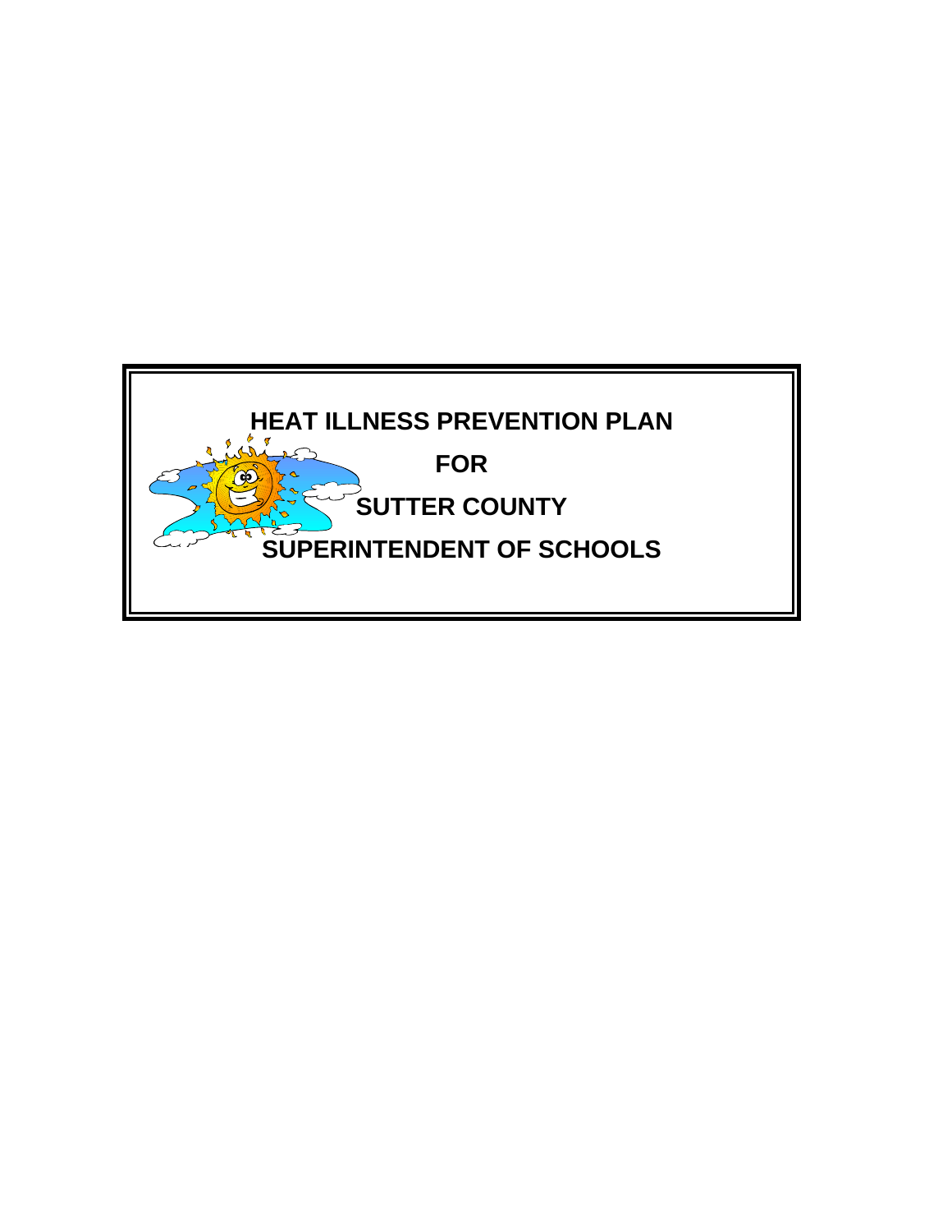# HEAT ILLNESS PREVENTION PLAN

# FOR

# SUTTER COUNTY

# SUPERINTENDENT OF SCHOOLS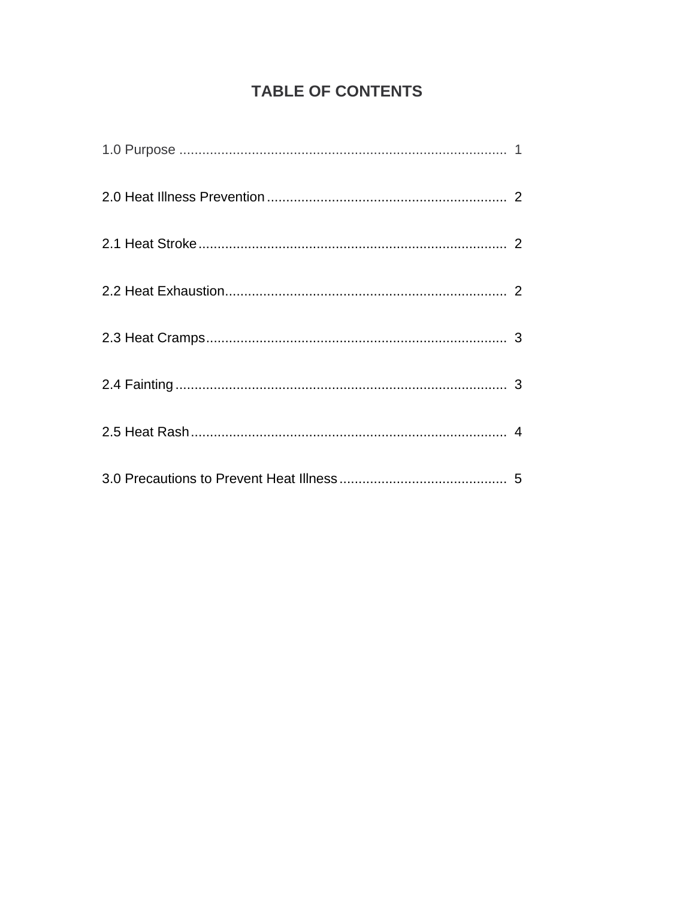# TABLE OF CONTENTS

1.0 Purpose ........................................................................................ 1

2.0 Heat Illness Prevention ............................................................... 2

2.1 Heat Stroke.................................................................................. 2

2.2 Heat Exhaustion........................................................................... 2

2.3 Heat Cramps................................................................................ 3

2.4 Fainting ........................................................................................ 3

2.5 Heat Rash .................................................................................... 4

3.0 Precautions to Prevent Heat Illness ............................................ 5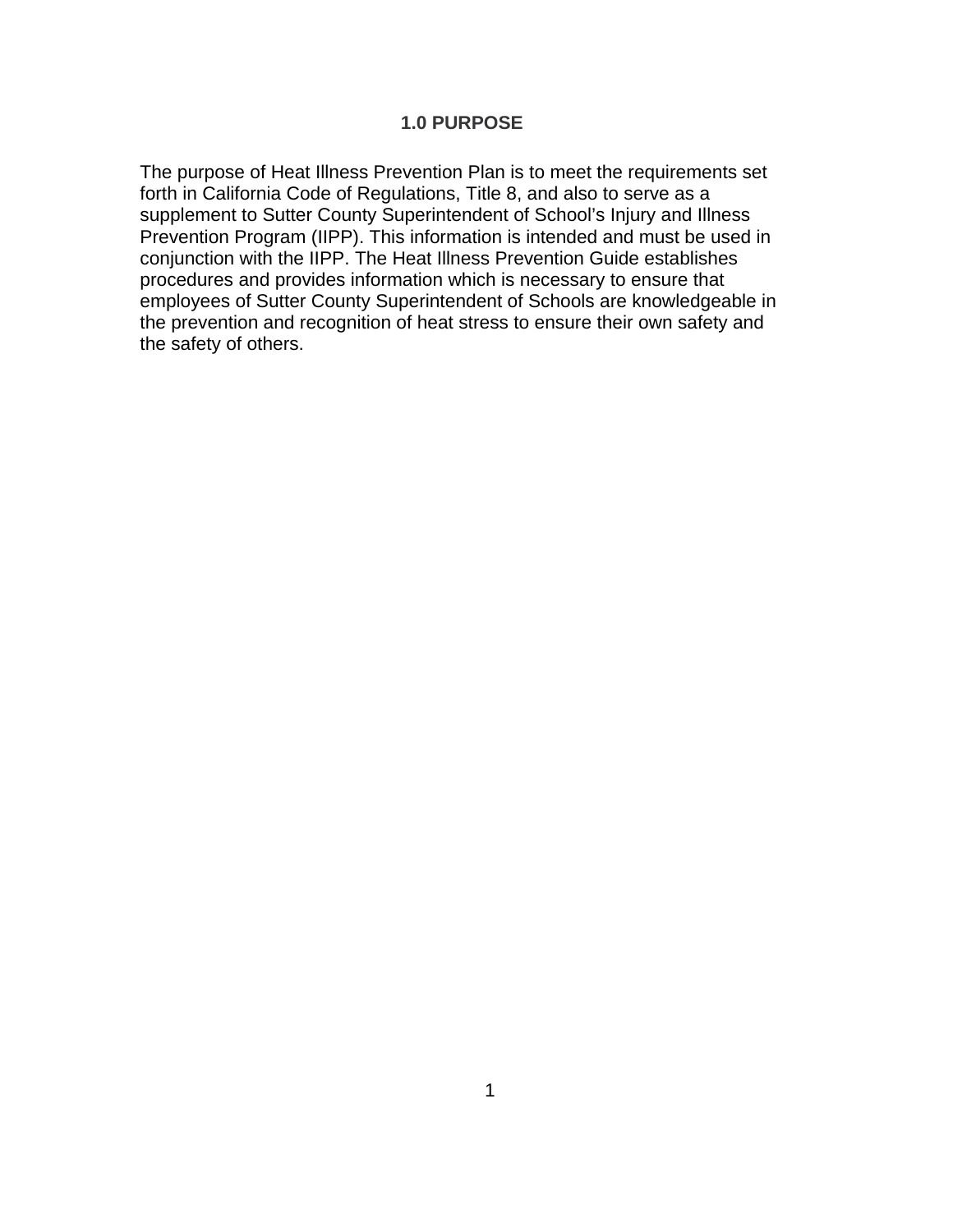## 1.0 PURPOSE

The purpose of Heat Illness Prevention Plan is to meet the requirements set forth in California Code of Regulations, Title 8, and also to serve as a supplement to Sutter County Superintendent of School's Injury and Illness Prevention Program (IIPP). This information is intended and must be used in conjunction with the IIPP. The Heat Illness Prevention Guide establishes procedures and provides information which is necessary to ensure that employees of Sutter County Superintendent of Schools are knowledgeable in the prevention and recognition of heat stress to ensure their own safety and the safety of others.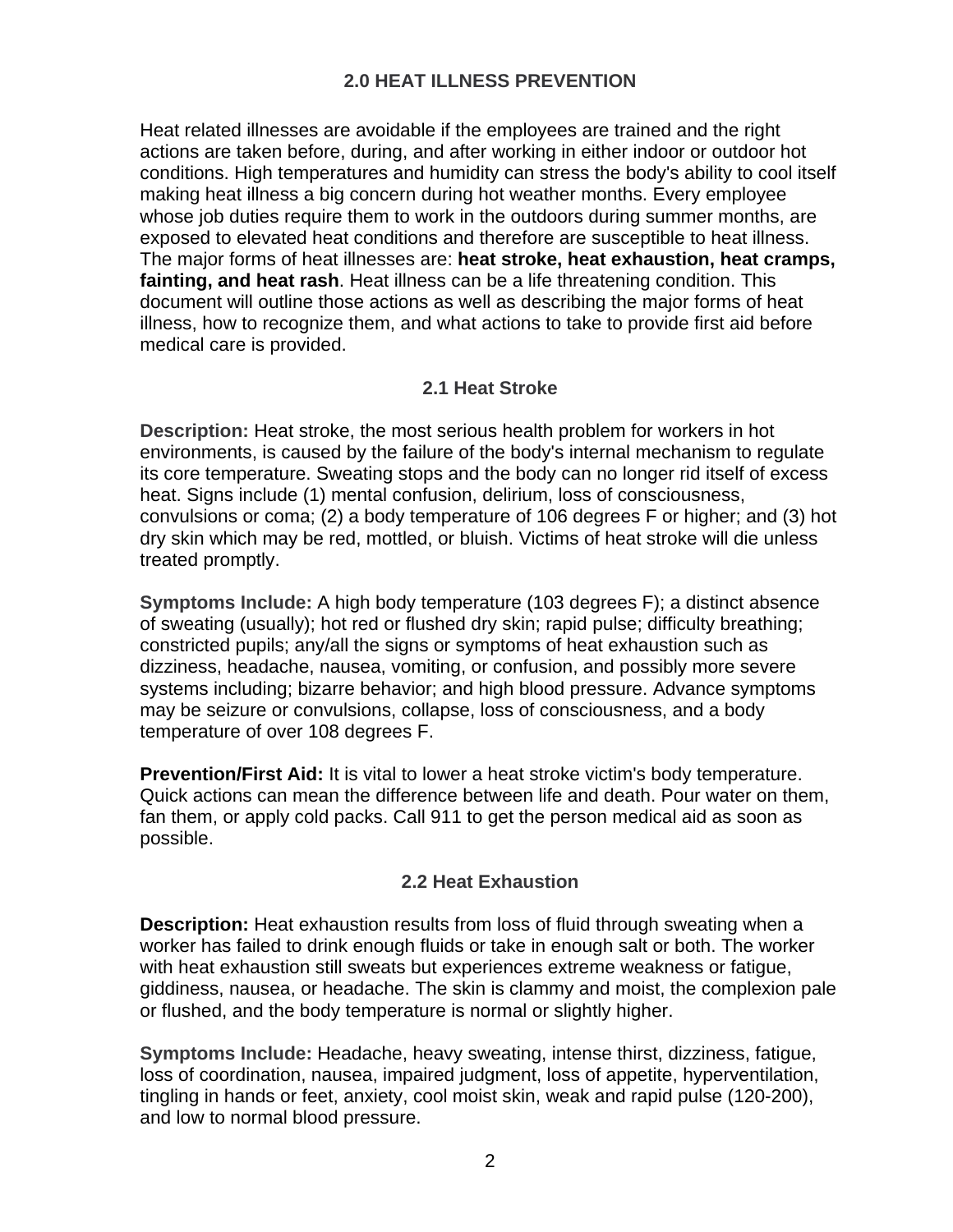## 2.0 HEAT ILLNESS PREVENTION

Heat related illnesses are avoidable if the employees are trained and the right actions are taken before, during, and after working in either indoor or outdoor hot conditions. High temperatures and humidity can stress the body's ability to cool itself making heat illness a big concern during hot weather months. Every employee whose job duties require them to work in the outdoors during summer months, are exposed to elevated heat conditions and therefore are susceptible to heat illness. The major forms of heat illnesses are: **heat stroke, heat exhaustion, heat cramps, fainting, and heat rash**. Heat illness can be a life threatening condition. This document will outline those actions as well as describing the major forms of heat illness, how to recognize them, and what actions to take to provide first aid before medical care is provided.

### 2.1 Heat Stroke

**Description:** Heat stroke, the most serious health problem for workers in hot environments, is caused by the failure of the body's internal mechanism to regulate its core temperature. Sweating stops and the body can no longer rid itself of excess heat. Signs include (1) mental confusion, delirium, loss of consciousness, convulsions or coma; (2) a body temperature of 106 degrees F or higher; and (3) hot dry skin which may be red, mottled, or bluish. Victims of heat stroke will die unless treated promptly.

**Symptoms Include:** A high body temperature (103 degrees F); a distinct absence of sweating (usually); hot red or flushed dry skin; rapid pulse; difficulty breathing; constricted pupils; any/all the signs or symptoms of heat exhaustion such as dizziness, headache, nausea, vomiting, or confusion, and possibly more severe systems including; bizarre behavior; and high blood pressure. Advance symptoms may be seizure or convulsions, collapse, loss of consciousness, and a body temperature of over 108 degrees F.

**Prevention/First Aid:** It is vital to lower a heat stroke victim's body temperature. Quick actions can mean the difference between life and death. Pour water on them, fan them, or apply cold packs. Call 911 to get the person medical aid as soon as possible.

### 2.2 Heat Exhaustion

**Description:** Heat exhaustion results from loss of fluid through sweating when a worker has failed to drink enough fluids or take in enough salt or both. The worker with heat exhaustion still sweats but experiences extreme weakness or fatigue, giddiness, nausea, or headache. The skin is clammy and moist, the complexion pale or flushed, and the body temperature is normal or slightly higher.

**Symptoms Include:** Headache, heavy sweating, intense thirst, dizziness, fatigue, loss of coordination, nausea, impaired judgment, loss of appetite, hyperventilation, tingling in hands or feet, anxiety, cool moist skin, weak and rapid pulse (120-200), and low to normal blood pressure.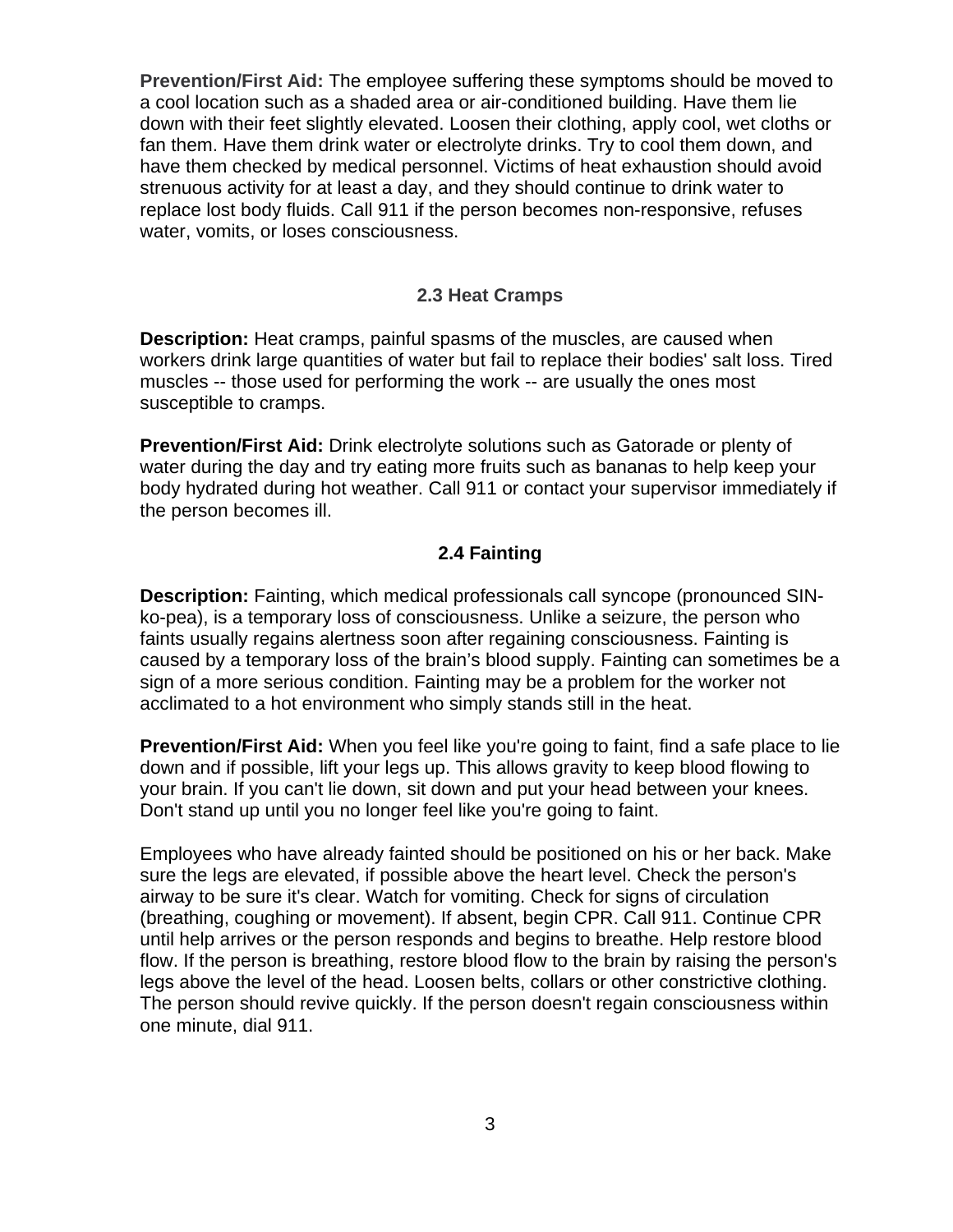**Prevention/First Aid:** The employee suffering these symptoms should be moved to a cool location such as a shaded area or air-conditioned building. Have them lie down with their feet slightly elevated. Loosen their clothing, apply cool, wet cloths or fan them. Have them drink water or electrolyte drinks. Try to cool them down, and have them checked by medical personnel. Victims of heat exhaustion should avoid strenuous activity for at least a day, and they should continue to drink water to replace lost body fluids. Call 911 if the person becomes non-responsive, refuses water, vomits, or loses consciousness.

### 2.3 Heat Cramps

**Description:** Heat cramps, painful spasms of the muscles, are caused when workers drink large quantities of water but fail to replace their bodies' salt loss. Tired muscles -- those used for performing the work -- are usually the ones most susceptible to cramps.

**Prevention/First Aid:** Drink electrolyte solutions such as Gatorade or plenty of water during the day and try eating more fruits such as bananas to help keep your body hydrated during hot weather. Call 911 or contact your supervisor immediately if the person becomes ill.

### 2.4 Fainting

**Description:** Fainting, which medical professionals call syncope (pronounced SIN-ko-pea), is a temporary loss of consciousness. Unlike a seizure, the person who faints usually regains alertness soon after regaining consciousness. Fainting is caused by a temporary loss of the brain's blood supply. Fainting can sometimes be a sign of a more serious condition. Fainting may be a problem for the worker not acclimated to a hot environment who simply stands still in the heat.

**Prevention/First Aid:** When you feel like you're going to faint, find a safe place to lie down and if possible, lift your legs up. This allows gravity to keep blood flowing to your brain. If you can't lie down, sit down and put your head between your knees. Don't stand up until you no longer feel like you're going to faint.

Employees who have already fainted should be positioned on his or her back. Make sure the legs are elevated, if possible above the heart level. Check the person's airway to be sure it's clear. Watch for vomiting. Check for signs of circulation (breathing, coughing or movement). If absent, begin CPR. Call 911. Continue CPR until help arrives or the person responds and begins to breathe. Help restore blood flow. If the person is breathing, restore blood flow to the brain by raising the person's legs above the level of the head. Loosen belts, collars or other constrictive clothing. The person should revive quickly. If the person doesn't regain consciousness within one minute, dial 911.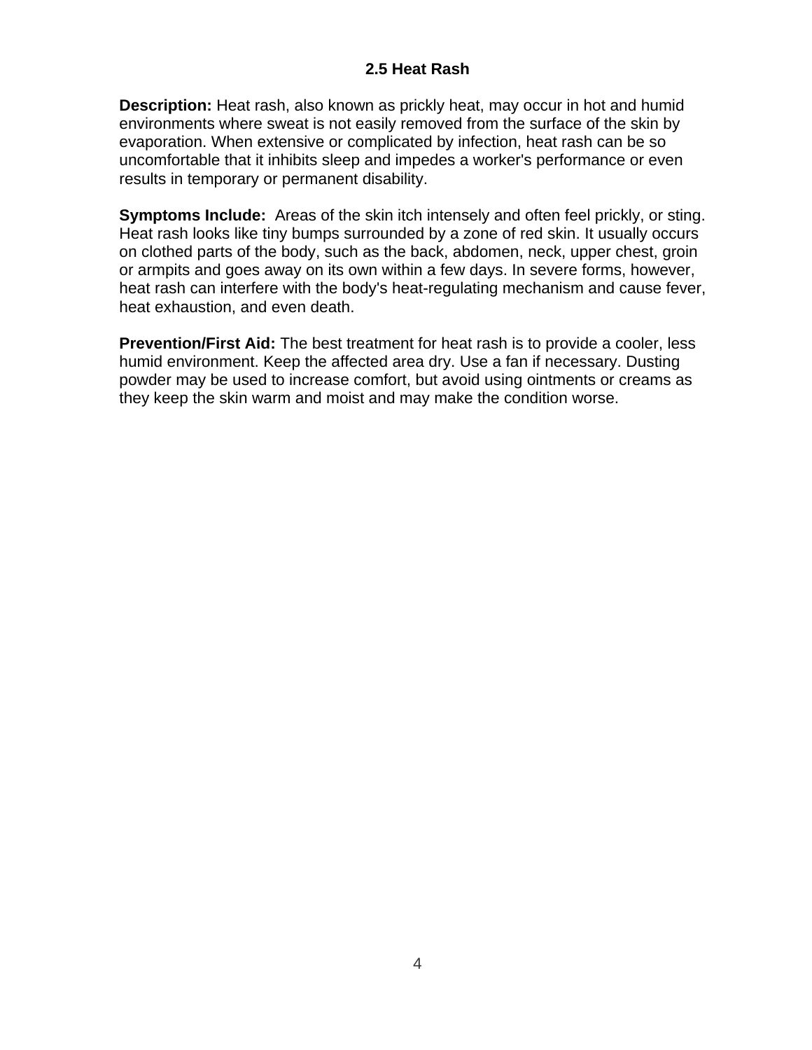### 2.5 Heat Rash

**Description:** Heat rash, also known as prickly heat, may occur in hot and humid environments where sweat is not easily removed from the surface of the skin by evaporation. When extensive or complicated by infection, heat rash can be so uncomfortable that it inhibits sleep and impedes a worker's performance or even results in temporary or permanent disability.

**Symptoms Include:** Areas of the skin itch intensely and often feel prickly, or sting. Heat rash looks like tiny bumps surrounded by a zone of red skin. It usually occurs on clothed parts of the body, such as the back, abdomen, neck, upper chest, groin or armpits and goes away on its own within a few days. In severe forms, however, heat rash can interfere with the body's heat-regulating mechanism and cause fever, heat exhaustion, and even death.

**Prevention/First Aid:** The best treatment for heat rash is to provide a cooler, less humid environment. Keep the affected area dry. Use a fan if necessary. Dusting powder may be used to increase comfort, but avoid using ointments or creams as they keep the skin warm and moist and may make the condition worse.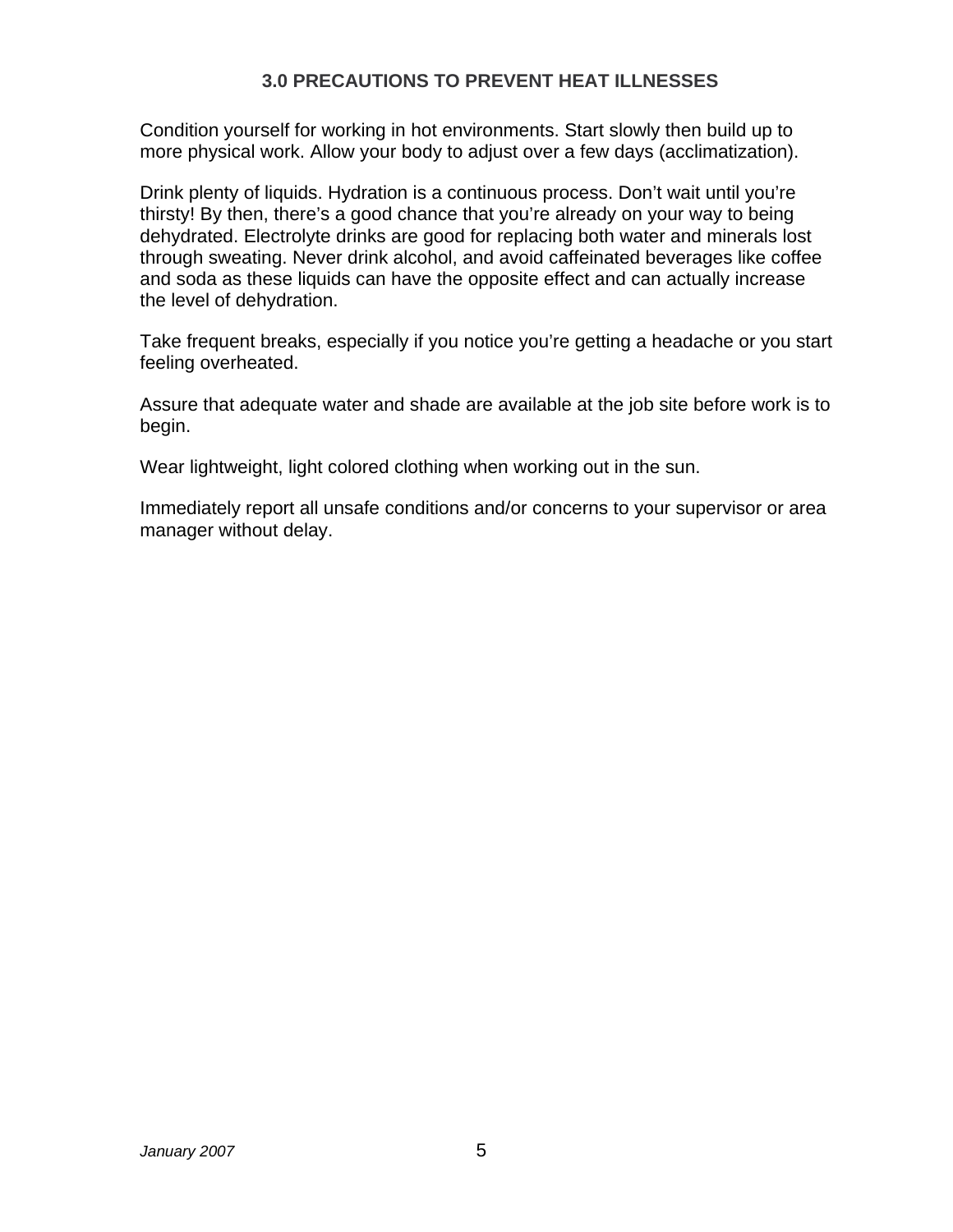## 3.0 PRECAUTIONS TO PREVENT HEAT ILLNESSES

Condition yourself for working in hot environments. Start slowly then build up to more physical work. Allow your body to adjust over a few days (acclimatization).

Drink plenty of liquids. Hydration is a continuous process. Don't wait until you're thirsty! By then, there's a good chance that you're already on your way to being dehydrated. Electrolyte drinks are good for replacing both water and minerals lost through sweating. Never drink alcohol, and avoid caffeinated beverages like coffee and soda as these liquids can have the opposite effect and can actually increase the level of dehydration.

Take frequent breaks, especially if you notice you're getting a headache or you start feeling overheated.

Assure that adequate water and shade are available at the job site before work is to begin.

Wear lightweight, light colored clothing when working out in the sun.

Immediately report all unsafe conditions and/or concerns to your supervisor or area manager without delay.